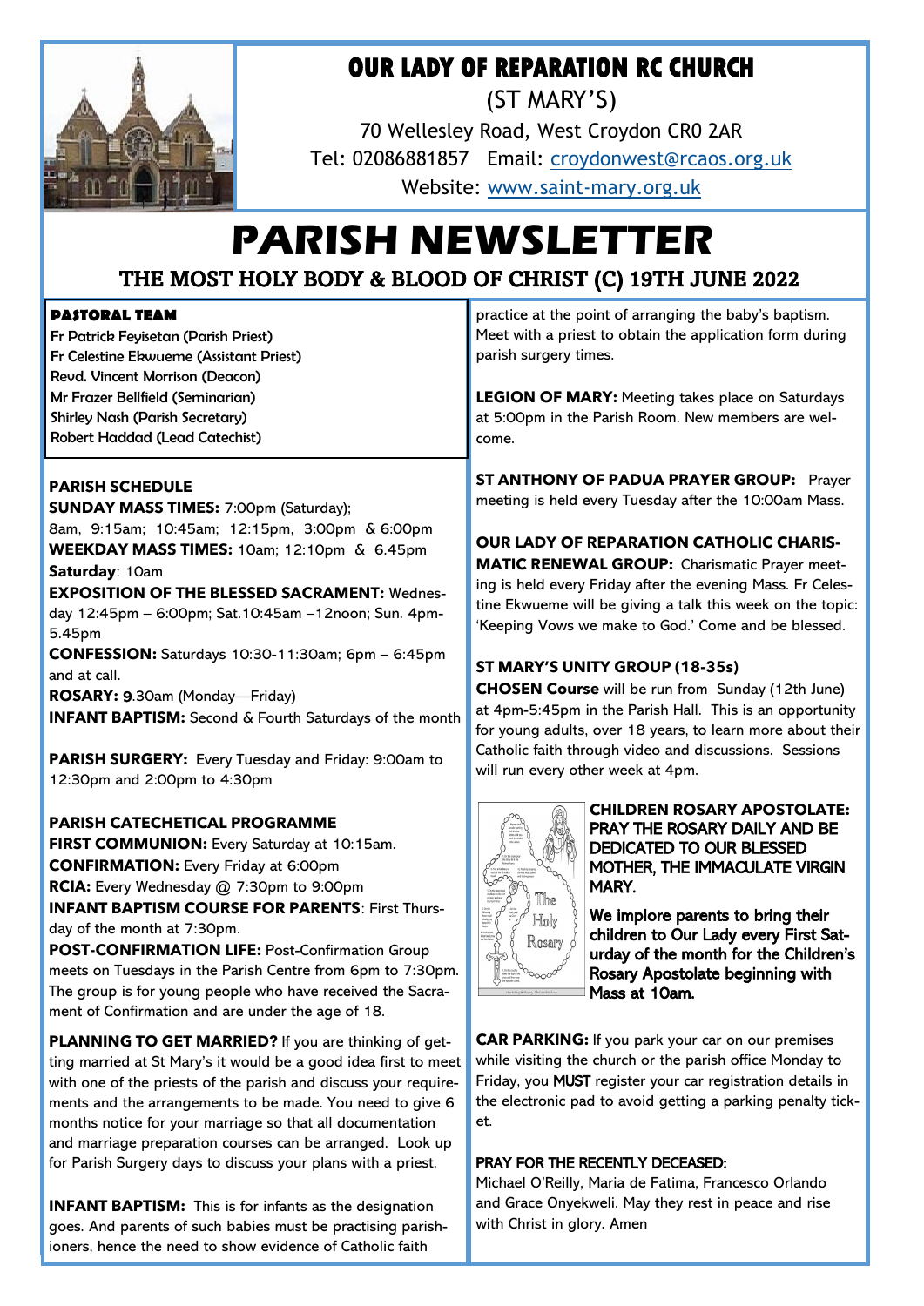# OUR LADY OF REPARATION RC CHURCH

(ST MARY'S)

70 Wellesley Road, West Croydon CR0 2AR

Tel: 02086881857 Email: croydonwest@rcaos.org.uk

Website: www.saint-mary.org.uk

# PARISH NEWSLETTER

## THE MOST HOLY BODY & BLOOD OF CHRIST (C) 19TH JUNE 2022

**PASTORAL TEAM**

Fr Patrick Feyisetan (Parish Priest)
Fr Celestine Ekwueme (Assistant Priest)
Revd. Vincent Morrison (Deacon)
Mr Frazer Bellfield (Seminarian)
Shirley Nash (Parish Secretary)
Robert Haddad (Lead Catechist)

### PARISH SCHEDULE

**SUNDAY MASS TIMES:** 7:00pm (Saturday); 8am, 9:15am; 10:45am; 12:15pm, 3:00pm & 6:00pm

**WEEKDAY MASS TIMES:** 10am; 12:10pm & 6.45pm

**Saturday**: 10am

**EXPOSITION OF THE BLESSED SACRAMENT:** Wednesday 12:45pm – 6:00pm; Sat.10:45am –12noon; Sun. 4pm-5.45pm

**CONFESSION:** Saturdays 10:30-11:30am; 6pm – 6:45pm and at call.

**ROSARY:** 9.30am (Monday—Friday)

**INFANT BAPTISM:** Second & Fourth Saturdays of the month

**PARISH SURGERY:** Every Tuesday and Friday: 9:00am to 12:30pm and 2:00pm to 4:30pm

### PARISH CATECHETICAL PROGRAMME

**FIRST COMMUNION:** Every Saturday at 10:15am.

**CONFIRMATION:** Every Friday at 6:00pm

**RCIA:** Every Wednesday @ 7:30pm to 9:00pm

**INFANT BAPTISM COURSE FOR PARENTS**: First Thursday of the month at 7:30pm.

**POST-CONFIRMATION LIFE:** Post-Confirmation Group meets on Tuesdays in the Parish Centre from 6pm to 7:30pm. The group is for young people who have received the Sacrament of Confirmation and are under the age of 18.

**PLANNING TO GET MARRIED?** If you are thinking of getting married at St Mary's it would be a good idea first to meet with one of the priests of the parish and discuss your requirements and the arrangements to be made. You need to give 6 months notice for your marriage so that all documentation and marriage preparation courses can be arranged. Look up for Parish Surgery days to discuss your plans with a priest.

**INFANT BAPTISM:** This is for infants as the designation goes. And parents of such babies must be practising parishioners, hence the need to show evidence of Catholic faith practice at the point of arranging the baby's baptism. Meet with a priest to obtain the application form during parish surgery times.

**LEGION OF MARY:** Meeting takes place on Saturdays at 5:00pm in the Parish Room. New members are welcome.

**ST ANTHONY OF PADUA PRAYER GROUP:** Prayer meeting is held every Tuesday after the 10:00am Mass.

**OUR LADY OF REPARATION CATHOLIC CHARISMATIC RENEWAL GROUP:** Charismatic Prayer meeting is held every Friday after the evening Mass. Fr Celestine Ekwueme will be giving a talk this week on the topic: 'Keeping Vows we make to God.' Come and be blessed.

**ST MARY'S UNITY GROUP (18-35s)**

**CHOSEN Course** will be run from Sunday (12th June) at 4pm-5:45pm in the Parish Hall. This is an opportunity for young adults, over 18 years, to learn more about their Catholic faith through video and discussions. Sessions will run every other week at 4pm.

**CHILDREN ROSARY APOSTOLATE: PRAY THE ROSARY DAILY AND BE DEDICATED TO OUR BLESSED MOTHER, THE IMMACULATE VIRGIN MARY.**

**We implore parents to bring their children to Our Lady every First Saturday of the month for the Children's Rosary Apostolate beginning with Mass at 10am.**

**CAR PARKING:** If you park your car on our premises while visiting the church or the parish office Monday to Friday, you **MUST** register your car registration details in the electronic pad to avoid getting a parking penalty ticket.

**PRAY FOR THE RECENTLY DECEASED:**

Michael O'Reilly, Maria de Fatima, Francesco Orlando and Grace Onyekweli. May they rest in peace and rise with Christ in glory. Amen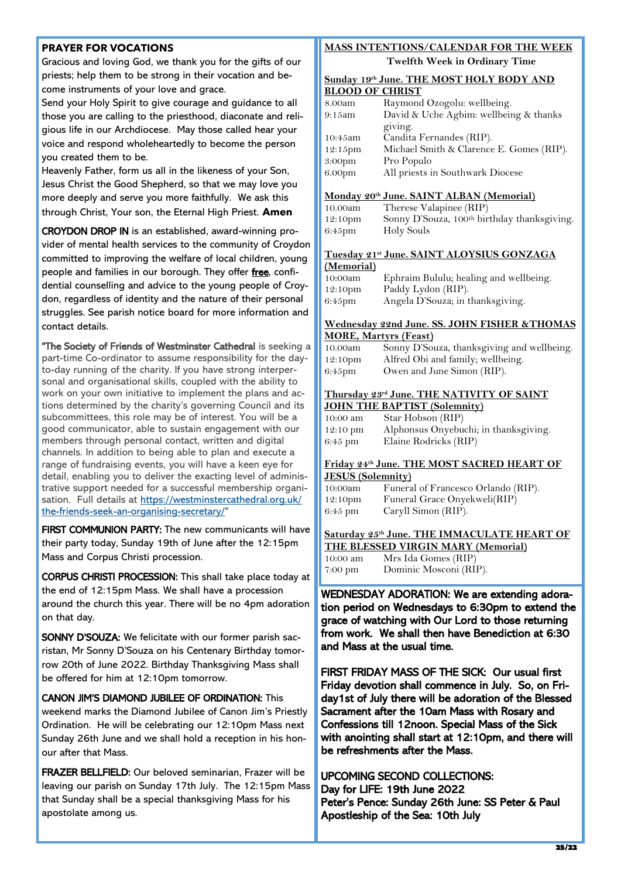## PRAYER FOR VOCATIONS

Gracious and loving God, we thank you for the gifts of our priests; help them to be strong in their vocation and become instruments of your love and grace.

Send your Holy Spirit to give courage and guidance to all those you are calling to the priesthood, diaconate and religious life in our Archdiocese. May those called hear your voice and respond wholeheartedly to become the person you created them to be.

Heavenly Father, form us all in the likeness of your Son, Jesus Christ the Good Shepherd, so that we may love you more deeply and serve you more faithfully. We ask this through Christ, Your son, the Eternal High Priest. **Amen**

**CROYDON DROP IN** is an established, award-winning provider of mental health services to the community of Croydon committed to improving the welfare of local children, young people and families in our borough. They offer **free**, confidential counselling and advice to the young people of Croydon, regardless of identity and the nature of their personal struggles. See parish notice board for more information and contact details.

"**The Society of Friends of Westminster Cathedral** is seeking a part-time Co-ordinator to assume responsibility for the day-to-day running of the charity. If you have strong interpersonal and organisational skills, coupled with the ability to work on your own initiative to implement the plans and actions determined by the charity's governing Council and its subcommittees, this role may be of interest. You will be a good communicator, able to sustain engagement with our members through personal contact, written and digital channels. In addition to being able to plan and execute a range of fundraising events, you will have a keen eye for detail, enabling you to deliver the exacting level of administrative support needed for a successful membership organisation. Full details at https://westminstercathedral.org.uk/the-friends-seek-an-organising-secretary/"

**FIRST COMMUNION PARTY:** The new communicants will have their party today, Sunday 19th of June after the 12:15pm Mass and Corpus Christi procession.

**CORPUS CHRISTI PROCESSION:** This shall take place today at the end of 12:15pm Mass. We shall have a procession around the church this year. There will be no 4pm adoration on that day.

**SONNY D'SOUZA:** We felicitate with our former parish sacristan, Mr Sonny D'Souza on his Centenary Birthday tomorrow 20th of June 2022. Birthday Thanksgiving Mass shall be offered for him at 12:10pm tomorrow.

**CANON JIM'S DIAMOND JUBILEE OF ORDINATION:** This weekend marks the Diamond Jubilee of Canon Jim's Priestly Ordination. He will be celebrating our 12:10pm Mass next Sunday 26th June and we shall hold a reception in his honour after that Mass.

**FRAZER BELLFIELD:** Our beloved seminarian, Frazer will be leaving our parish on Sunday 17th July. The 12:15pm Mass that Sunday shall be a special thanksgiving Mass for his apostolate among us.

## MASS INTENTIONS/CALENDAR FOR THE WEEK

**Twelfth Week in Ordinary Time**

**Sunday 19th June. THE MOST HOLY BODY AND BLOOD OF CHRIST**

| | |
|---|---|
| 8.00am | Raymond Ozogolu: wellbeing. |
| 9:15am | David & Uche Agbim: wellbeing & thanks giving. |
| 10:45am | Candita Fernandes (RIP). |
| 12:15pm | Michael Smith & Clarence E. Gomes (RIP). |
| 3:00pm | Pro Populo |
| 6.00pm | All priests in Southwark Diocese |

**Monday 20th June. SAINT ALBAN (Memorial)**

| | |
|---|---|
| 10.00am | Therese Valapinee (RIP) |
| 12:10pm | Sonny D'Souza, 100th birthday thanksgiving. |
| 6:45pm | Holy Souls |

**Tuesday 21st June. SAINT ALOYSIUS GONZAGA (Memorial)**

| | |
|---|---|
| 10:00am | Ephraim Bululu; healing and wellbeing. |
| 12:10pm | Paddy Lydon (RIP). |
| 6:45pm | Angela D'Souza; in thanksgiving. |

**Wednesday 22nd June. SS. JOHN FISHER &THOMAS MORE, Martyrs (Feast)**

| | |
|---|---|
| 10.00am | Sonny D'Souza, thanksgiving and wellbeing. |
| 12:10pm | Alfred Obi and family; wellbeing. |
| 6:45pm | Owen and June Simon (RIP). |

**Thursday 23rd June. THE NATIVITY OF SAINT JOHN THE BAPTIST (Solemnity)**

| | |
|---|---|
| 10:00 am | Star Hobson (RIP) |
| 12:10 pm | Alphonsus Onyebuchi; in thanksgiving. |
| 6:45 pm | Elaine Rodricks (RIP) |

**Friday 24th June. THE MOST SACRED HEART OF JESUS (Solemnity)**

| | |
|---|---|
| 10:00am | Funeral of Francesco Orlando (RIP). |
| 12:10pm | Funeral Grace Onyekweli(RIP) |
| 6:45 pm | Caryll Simon (RIP). |

**Saturday 25th June. THE IMMACULATE HEART OF THE BLESSED VIRGIN MARY (Memorial)**

| | |
|---|---|
| 10:00 am | Mrs Ida Gomes (RIP) |
| 7:00 pm | Dominic Mosconi (RIP). |

**WEDNESDAY ADORATION: We are extending adoration period on Wednesdays to 6:30pm to extend the grace of watching with Our Lord to those returning from work. We shall then have Benediction at 6:30 and Mass at the usual time.**

**FIRST FRIDAY MASS OF THE SICK: Our usual first Friday devotion shall commence in July. So, on Friday1st of July there will be adoration of the Blessed Sacrament after the 10am Mass with Rosary and Confessions till 12noon. Special Mass of the Sick with anointing shall start at 12:10pm, and there will be refreshments after the Mass.**

**UPCOMING SECOND COLLECTIONS:**
**Day for LIFE: 19th June 2022**
**Peter's Pence: Sunday 26th June: SS Peter & Paul**
**Apostleship of the Sea: 10th July**